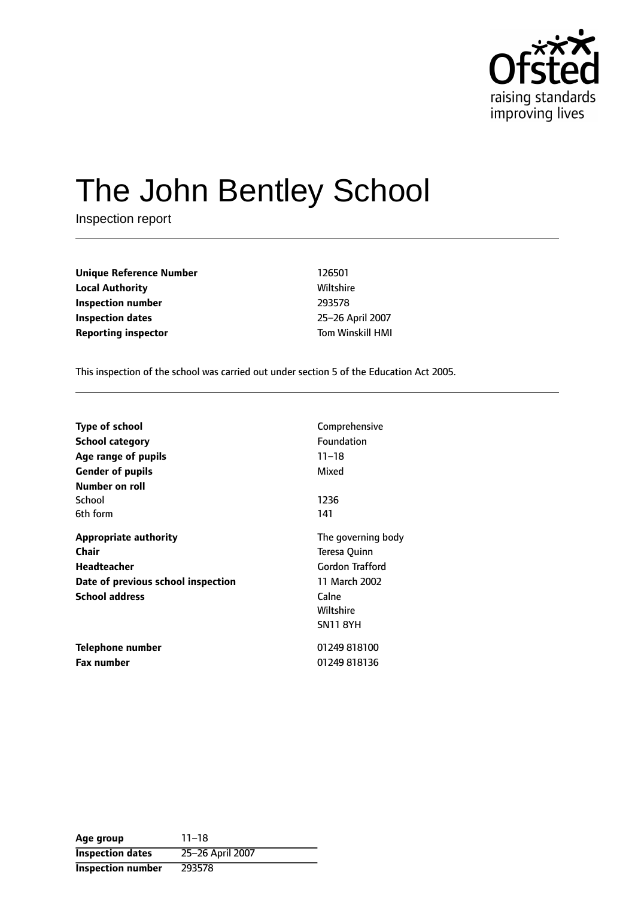# The John Bentley School

Inspection report

| | |
|---|---|
| **Unique Reference Number** | 126501 |
| **Local Authority** | Wiltshire |
| **Inspection number** | 293578 |
| **Inspection dates** | 25–26 April 2007 |
| **Reporting inspector** | Tom Winskill HMI |

This inspection of the school was carried out under section 5 of the Education Act 2005.

| | |
|---|---|
| **Type of school** | Comprehensive |
| **School category** | Foundation |
| **Age range of pupils** | 11–18 |
| **Gender of pupils** | Mixed |
| **Number on roll** | |
| School | 1236 |
| 6th form | 141 |
| **Appropriate authority** | The governing body |
| **Chair** | Teresa Quinn |
| **Headteacher** | Gordon Trafford |
| **Date of previous school inspection** | 11 March 2002 |
| **School address** | Calne<br>Wiltshire<br>SN11 8YH |
| **Telephone number** | 01249 818100 |
| **Fax number** | 01249 818136 |

| | |
|---|---|
| **Age group** | 11–18 |
| **Inspection dates** | 25–26 April 2007 |
| **Inspection number** | 293578 |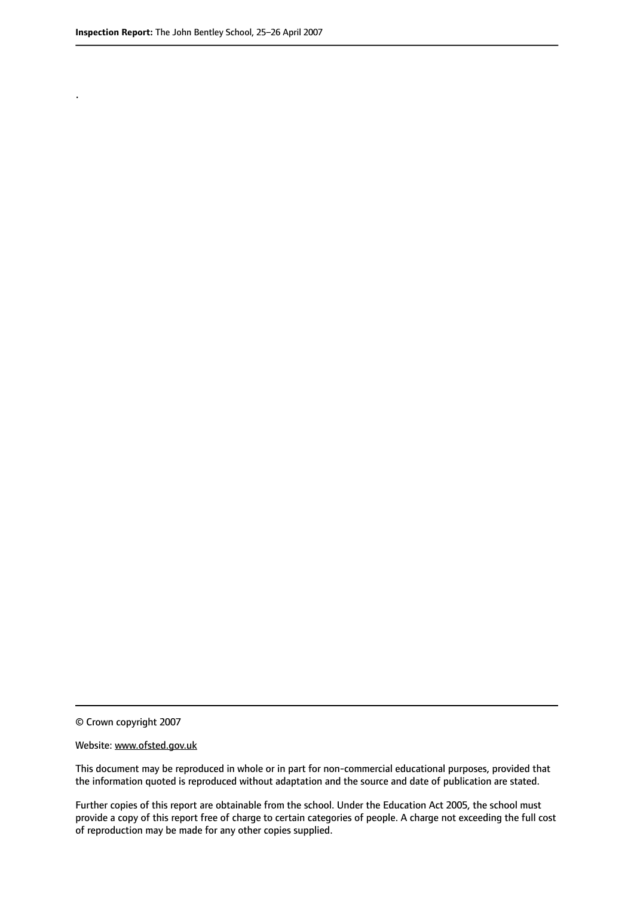.

© Crown copyright 2007

Website: www.ofsted.gov.uk

This document may be reproduced in whole or in part for non-commercial educational purposes, provided that the information quoted is reproduced without adaptation and the source and date of publication are stated.

Further copies of this report are obtainable from the school. Under the Education Act 2005, the school must provide a copy of this report free of charge to certain categories of people. A charge not exceeding the full cost of reproduction may be made for any other copies supplied.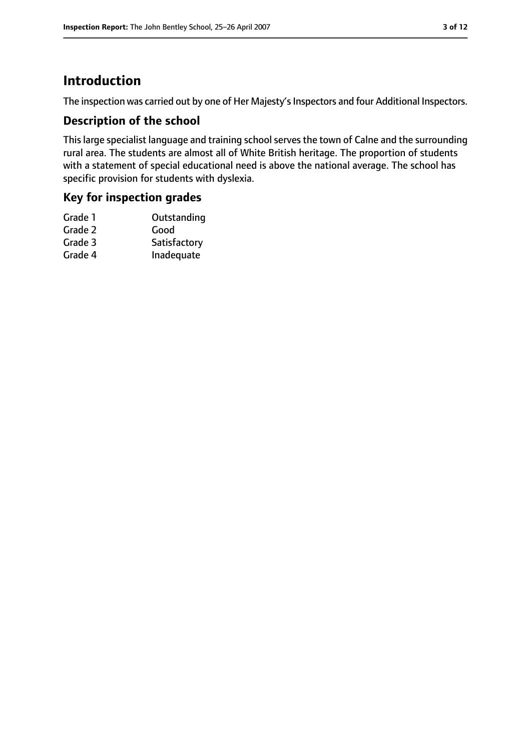## Introduction

The inspection was carried out by one of Her Majesty's Inspectors and four Additional Inspectors.

### Description of the school

This large specialist language and training school serves the town of Calne and the surrounding rural area. The students are almost all of White British heritage. The proportion of students with a statement of special educational need is above the national average. The school has specific provision for students with dyslexia.

### Key for inspection grades

| | |
|---|---|
| Grade 1 | Outstanding |
| Grade 2 | Good |
| Grade 3 | Satisfactory |
| Grade 4 | Inadequate |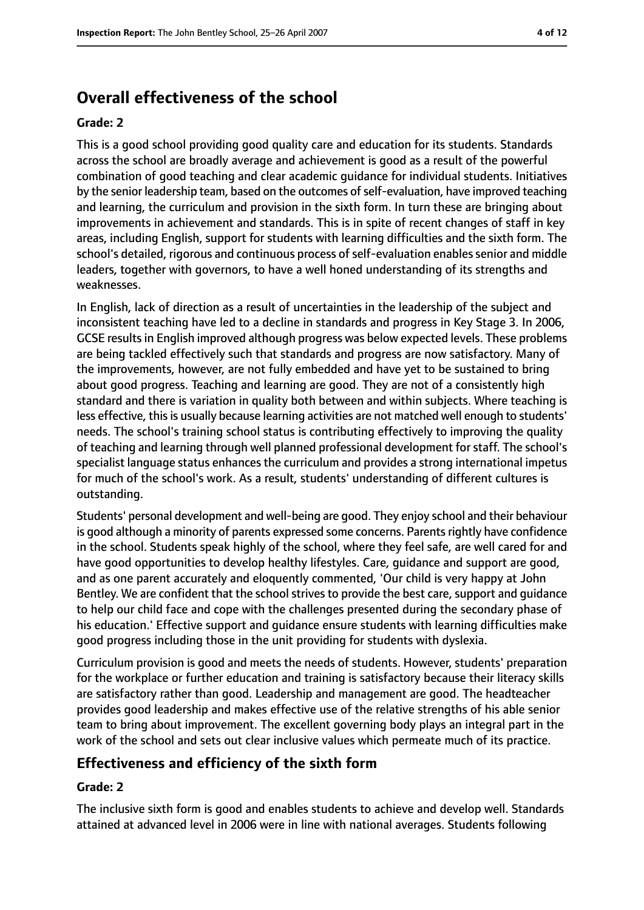## Overall effectiveness of the school

### Grade: 2

This is a good school providing good quality care and education for its students. Standards across the school are broadly average and achievement is good as a result of the powerful combination of good teaching and clear academic guidance for individual students. Initiatives by the senior leadership team, based on the outcomes of self-evaluation, have improved teaching and learning, the curriculum and provision in the sixth form. In turn these are bringing about improvements in achievement and standards. This is in spite of recent changes of staff in key areas, including English, support for students with learning difficulties and the sixth form. The school's detailed, rigorous and continuous process of self-evaluation enables senior and middle leaders, together with governors, to have a well honed understanding of its strengths and weaknesses.

In English, lack of direction as a result of uncertainties in the leadership of the subject and inconsistent teaching have led to a decline in standards and progress in Key Stage 3. In 2006, GCSE results in English improved although progress was below expected levels. These problems are being tackled effectively such that standards and progress are now satisfactory. Many of the improvements, however, are not fully embedded and have yet to be sustained to bring about good progress. Teaching and learning are good. They are not of a consistently high standard and there is variation in quality both between and within subjects. Where teaching is less effective, this is usually because learning activities are not matched well enough to students' needs. The school's training school status is contributing effectively to improving the quality of teaching and learning through well planned professional development for staff. The school's specialist language status enhances the curriculum and provides a strong international impetus for much of the school's work. As a result, students' understanding of different cultures is outstanding.

Students' personal development and well-being are good. They enjoy school and their behaviour is good although a minority of parents expressed some concerns. Parents rightly have confidence in the school. Students speak highly of the school, where they feel safe, are well cared for and have good opportunities to develop healthy lifestyles. Care, guidance and support are good, and as one parent accurately and eloquently commented, 'Our child is very happy at John Bentley. We are confident that the school strives to provide the best care, support and guidance to help our child face and cope with the challenges presented during the secondary phase of his education.' Effective support and guidance ensure students with learning difficulties make good progress including those in the unit providing for students with dyslexia.

Curriculum provision is good and meets the needs of students. However, students' preparation for the workplace or further education and training is satisfactory because their literacy skills are satisfactory rather than good. Leadership and management are good. The headteacher provides good leadership and makes effective use of the relative strengths of his able senior team to bring about improvement. The excellent governing body plays an integral part in the work of the school and sets out clear inclusive values which permeate much of its practice.

## Effectiveness and efficiency of the sixth form

### Grade: 2

The inclusive sixth form is good and enables students to achieve and develop well. Standards attained at advanced level in 2006 were in line with national averages. Students following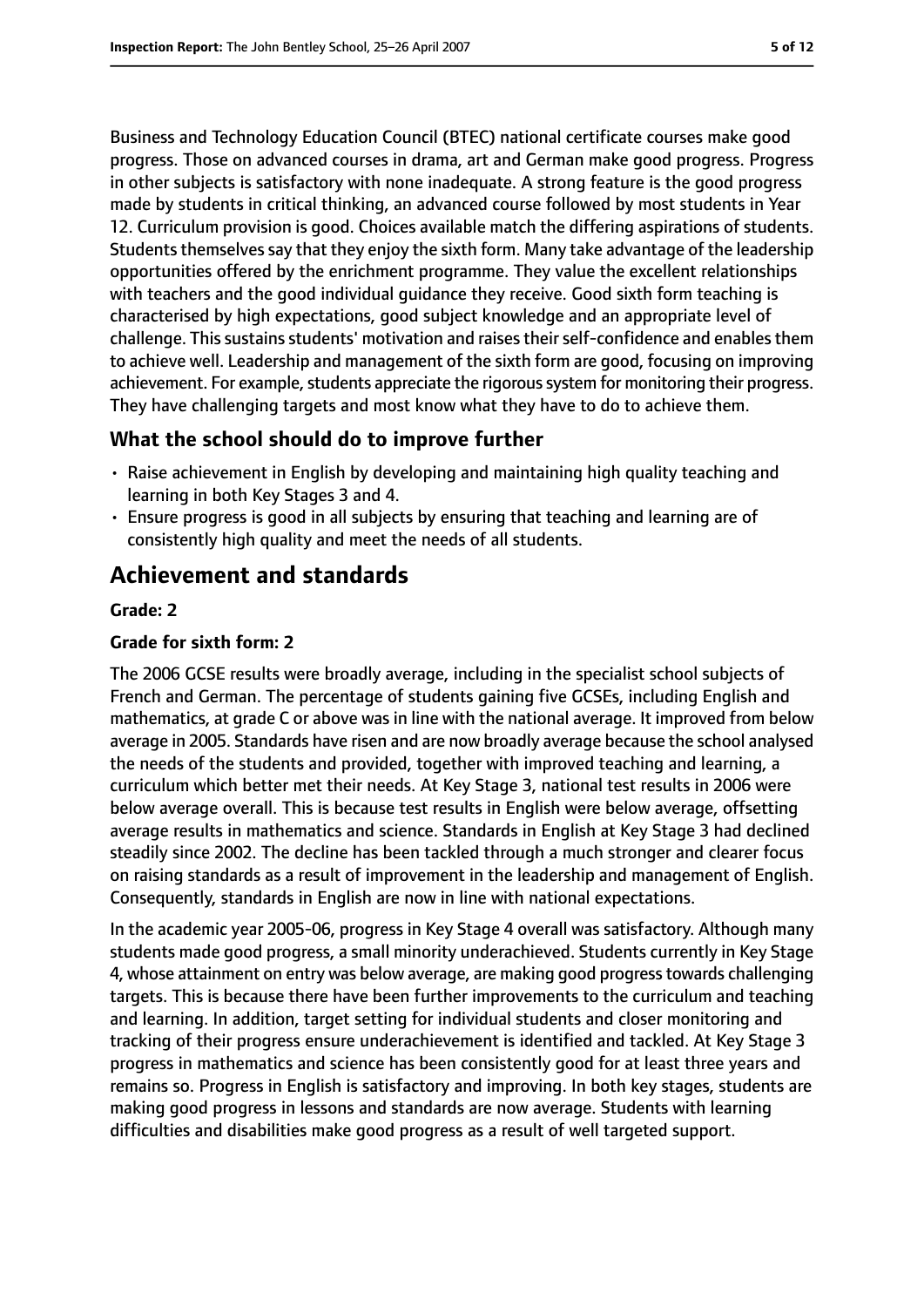Business and Technology Education Council (BTEC) national certificate courses make good progress. Those on advanced courses in drama, art and German make good progress. Progress in other subjects is satisfactory with none inadequate. A strong feature is the good progress made by students in critical thinking, an advanced course followed by most students in Year 12. Curriculum provision is good. Choices available match the differing aspirations of students. Students themselves say that they enjoy the sixth form. Many take advantage of the leadership opportunities offered by the enrichment programme. They value the excellent relationships with teachers and the good individual guidance they receive. Good sixth form teaching is characterised by high expectations, good subject knowledge and an appropriate level of challenge. This sustains students' motivation and raises their self-confidence and enables them to achieve well. Leadership and management of the sixth form are good, focusing on improving achievement. For example, students appreciate the rigorous system for monitoring their progress. They have challenging targets and most know what they have to do to achieve them.

### What the school should do to improve further

- Raise achievement in English by developing and maintaining high quality teaching and learning in both Key Stages 3 and 4.
- Ensure progress is good in all subjects by ensuring that teaching and learning are of consistently high quality and meet the needs of all students.

## Achievement and standards

**Grade: 2**

**Grade for sixth form: 2**

The 2006 GCSE results were broadly average, including in the specialist school subjects of French and German. The percentage of students gaining five GCSEs, including English and mathematics, at grade C or above was in line with the national average. It improved from below average in 2005. Standards have risen and are now broadly average because the school analysed the needs of the students and provided, together with improved teaching and learning, a curriculum which better met their needs. At Key Stage 3, national test results in 2006 were below average overall. This is because test results in English were below average, offsetting average results in mathematics and science. Standards in English at Key Stage 3 had declined steadily since 2002. The decline has been tackled through a much stronger and clearer focus on raising standards as a result of improvement in the leadership and management of English. Consequently, standards in English are now in line with national expectations.

In the academic year 2005-06, progress in Key Stage 4 overall was satisfactory. Although many students made good progress, a small minority underachieved. Students currently in Key Stage 4, whose attainment on entry was below average, are making good progress towards challenging targets. This is because there have been further improvements to the curriculum and teaching and learning. In addition, target setting for individual students and closer monitoring and tracking of their progress ensure underachievement is identified and tackled. At Key Stage 3 progress in mathematics and science has been consistently good for at least three years and remains so. Progress in English is satisfactory and improving. In both key stages, students are making good progress in lessons and standards are now average. Students with learning difficulties and disabilities make good progress as a result of well targeted support.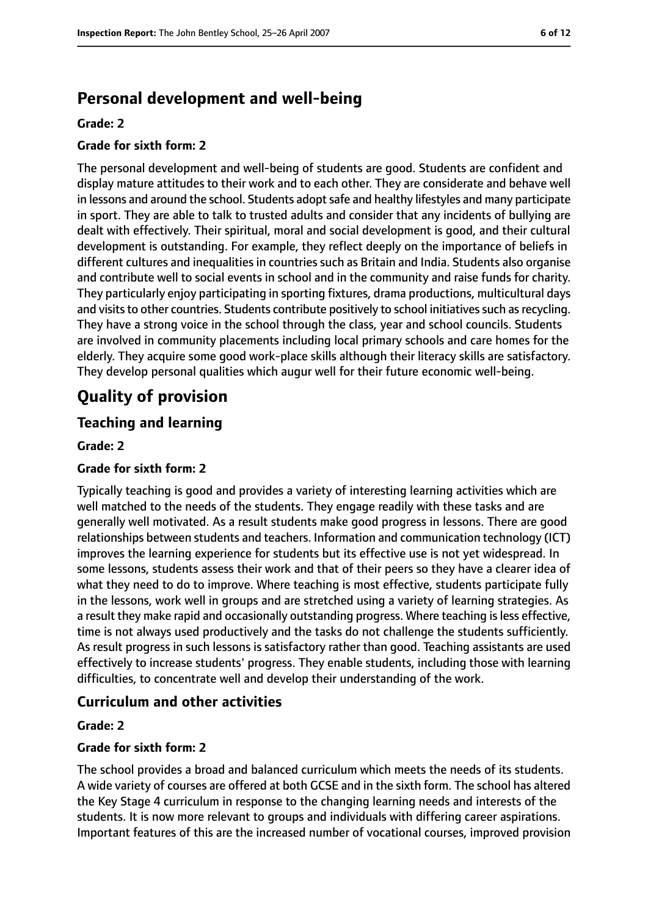## Personal development and well-being

**Grade: 2**

**Grade for sixth form: 2**

The personal development and well-being of students are good. Students are confident and display mature attitudes to their work and to each other. They are considerate and behave well in lessons and around the school. Students adopt safe and healthy lifestyles and many participate in sport. They are able to talk to trusted adults and consider that any incidents of bullying are dealt with effectively. Their spiritual, moral and social development is good, and their cultural development is outstanding. For example, they reflect deeply on the importance of beliefs in different cultures and inequalities in countries such as Britain and India. Students also organise and contribute well to social events in school and in the community and raise funds for charity. They particularly enjoy participating in sporting fixtures, drama productions, multicultural days and visits to other countries. Students contribute positively to school initiatives such as recycling. They have a strong voice in the school through the class, year and school councils. Students are involved in community placements including local primary schools and care homes for the elderly. They acquire some good work-place skills although their literacy skills are satisfactory. They develop personal qualities which augur well for their future economic well-being.

# Quality of provision

## Teaching and learning

**Grade: 2**

**Grade for sixth form: 2**

Typically teaching is good and provides a variety of interesting learning activities which are well matched to the needs of the students. They engage readily with these tasks and are generally well motivated. As a result students make good progress in lessons. There are good relationships between students and teachers. Information and communication technology (ICT) improves the learning experience for students but its effective use is not yet widespread. In some lessons, students assess their work and that of their peers so they have a clearer idea of what they need to do to improve. Where teaching is most effective, students participate fully in the lessons, work well in groups and are stretched using a variety of learning strategies. As a result they make rapid and occasionally outstanding progress. Where teaching is less effective, time is not always used productively and the tasks do not challenge the students sufficiently. As result progress in such lessons is satisfactory rather than good. Teaching assistants are used effectively to increase students' progress. They enable students, including those with learning difficulties, to concentrate well and develop their understanding of the work.

## Curriculum and other activities

**Grade: 2**

**Grade for sixth form: 2**

The school provides a broad and balanced curriculum which meets the needs of its students. A wide variety of courses are offered at both GCSE and in the sixth form. The school has altered the Key Stage 4 curriculum in response to the changing learning needs and interests of the students. It is now more relevant to groups and individuals with differing career aspirations. Important features of this are the increased number of vocational courses, improved provision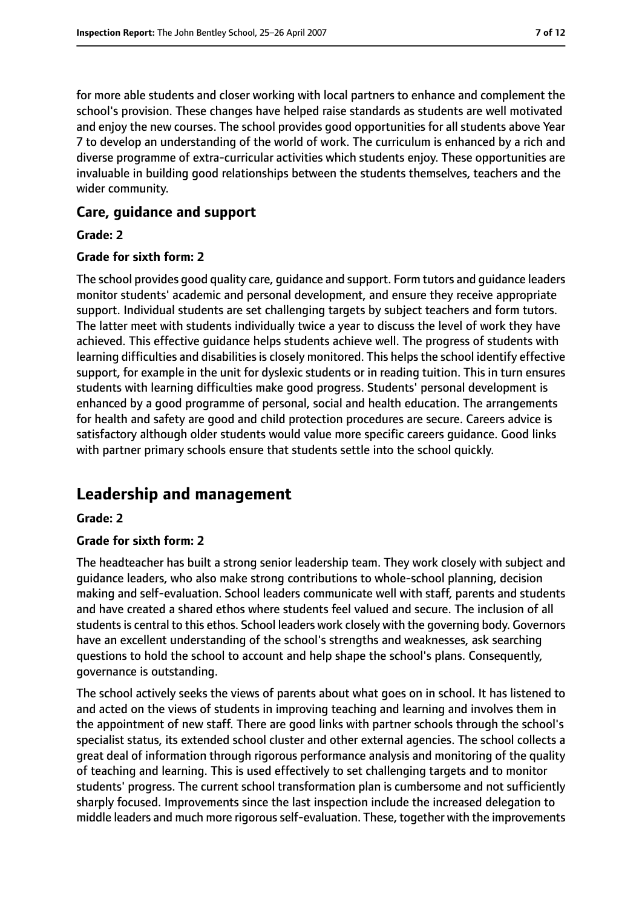for more able students and closer working with local partners to enhance and complement the school's provision. These changes have helped raise standards as students are well motivated and enjoy the new courses. The school provides good opportunities for all students above Year 7 to develop an understanding of the world of work. The curriculum is enhanced by a rich and diverse programme of extra-curricular activities which students enjoy. These opportunities are invaluable in building good relationships between the students themselves, teachers and the wider community.

### Care, guidance and support

**Grade: 2**

**Grade for sixth form: 2**

The school provides good quality care, guidance and support. Form tutors and guidance leaders monitor students' academic and personal development, and ensure they receive appropriate support. Individual students are set challenging targets by subject teachers and form tutors. The latter meet with students individually twice a year to discuss the level of work they have achieved. This effective guidance helps students achieve well. The progress of students with learning difficulties and disabilities is closely monitored. This helps the school identify effective support, for example in the unit for dyslexic students or in reading tuition. This in turn ensures students with learning difficulties make good progress. Students' personal development is enhanced by a good programme of personal, social and health education. The arrangements for health and safety are good and child protection procedures are secure. Careers advice is satisfactory although older students would value more specific careers guidance. Good links with partner primary schools ensure that students settle into the school quickly.

## Leadership and management

**Grade: 2**

**Grade for sixth form: 2**

The headteacher has built a strong senior leadership team. They work closely with subject and guidance leaders, who also make strong contributions to whole-school planning, decision making and self-evaluation. School leaders communicate well with staff, parents and students and have created a shared ethos where students feel valued and secure. The inclusion of all students is central to this ethos. School leaders work closely with the governing body. Governors have an excellent understanding of the school's strengths and weaknesses, ask searching questions to hold the school to account and help shape the school's plans. Consequently, governance is outstanding.

The school actively seeks the views of parents about what goes on in school. It has listened to and acted on the views of students in improving teaching and learning and involves them in the appointment of new staff. There are good links with partner schools through the school's specialist status, its extended school cluster and other external agencies. The school collects a great deal of information through rigorous performance analysis and monitoring of the quality of teaching and learning. This is used effectively to set challenging targets and to monitor students' progress. The current school transformation plan is cumbersome and not sufficiently sharply focused. Improvements since the last inspection include the increased delegation to middle leaders and much more rigorous self-evaluation. These, together with the improvements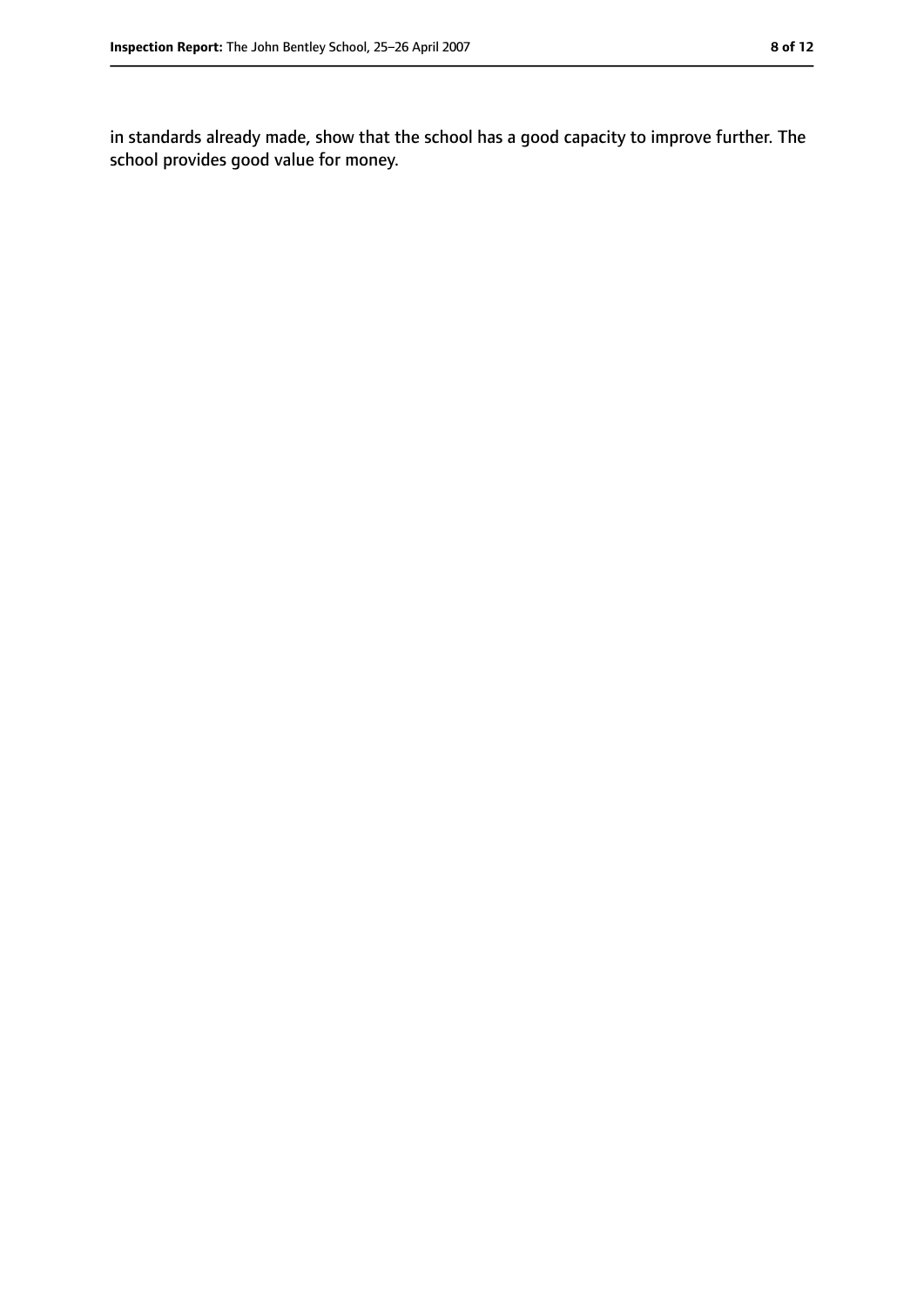in standards already made, show that the school has a good capacity to improve further. The school provides good value for money.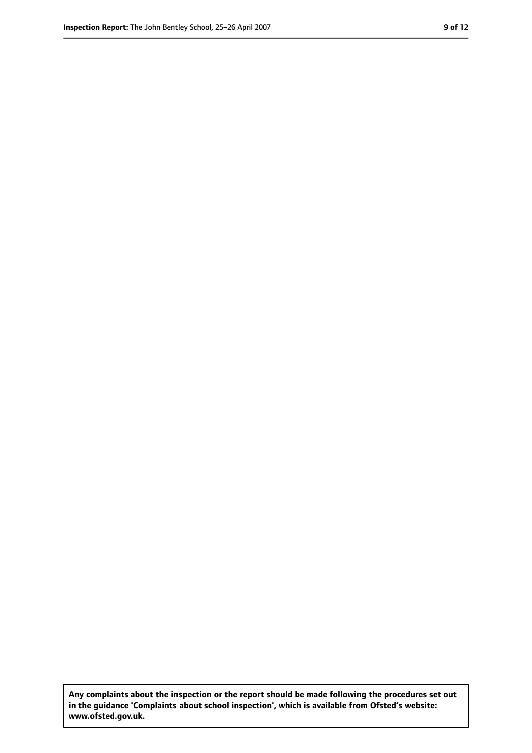**Any complaints about the inspection or the report should be made following the procedures set out in the guidance 'Complaints about school inspection', which is available from Ofsted's website: www.ofsted.gov.uk.**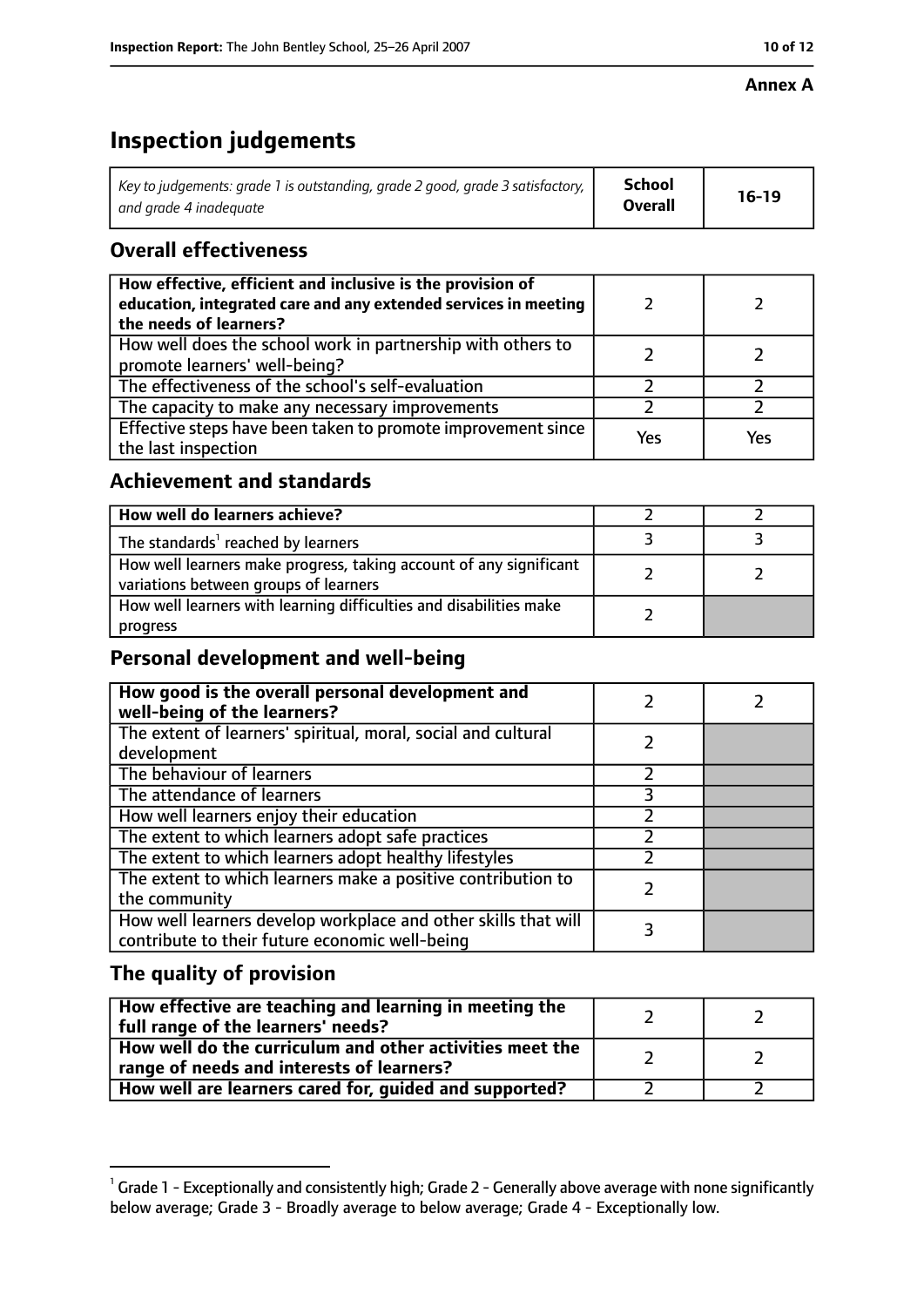Annex A

# Inspection judgements

| Key to judgements: grade 1 is outstanding, grade 2 good, grade 3 satisfactory, and grade 4 inadequate | School Overall | 16-19 |
|---|---|---|

## Overall effectiveness

| | | |
|---|---|---|
| **How effective, efficient and inclusive is the provision of education, integrated care and any extended services in meeting the needs of learners?** | 2 | 2 |
| How well does the school work in partnership with others to promote learners' well-being? | 2 | 2 |
| The effectiveness of the school's self-evaluation | 2 | 2 |
| The capacity to make any necessary improvements | 2 | 2 |
| Effective steps have been taken to promote improvement since the last inspection | Yes | Yes |

## Achievement and standards

| | | |
|---|---|---|
| **How well do learners achieve?** | 2 | 2 |
| The standards[1] reached by learners | 3 | 3 |
| How well learners make progress, taking account of any significant variations between groups of learners | 2 | 2 |
| How well learners with learning difficulties and disabilities make progress | 2 | |

## Personal development and well-being

| | | |
|---|---|---|
| **How good is the overall personal development and well-being of the learners?** | 2 | 2 |
| The extent of learners' spiritual, moral, social and cultural development | 2 | |
| The behaviour of learners | 2 | |
| The attendance of learners | 3 | |
| How well learners enjoy their education | 2 | |
| The extent to which learners adopt safe practices | 2 | |
| The extent to which learners adopt healthy lifestyles | 2 | |
| The extent to which learners make a positive contribution to the community | 2 | |
| How well learners develop workplace and other skills that will contribute to their future economic well-being | 3 | |

## The quality of provision

| | | |
|---|---|---|
| **How effective are teaching and learning in meeting the full range of the learners' needs?** | 2 | 2 |
| **How well do the curriculum and other activities meet the range of needs and interests of learners?** | 2 | 2 |
| **How well are learners cared for, guided and supported?** | 2 | 2 |

[1] Grade 1 - Exceptionally and consistently high; Grade 2 - Generally above average with none significantly below average; Grade 3 - Broadly average to below average; Grade 4 - Exceptionally low.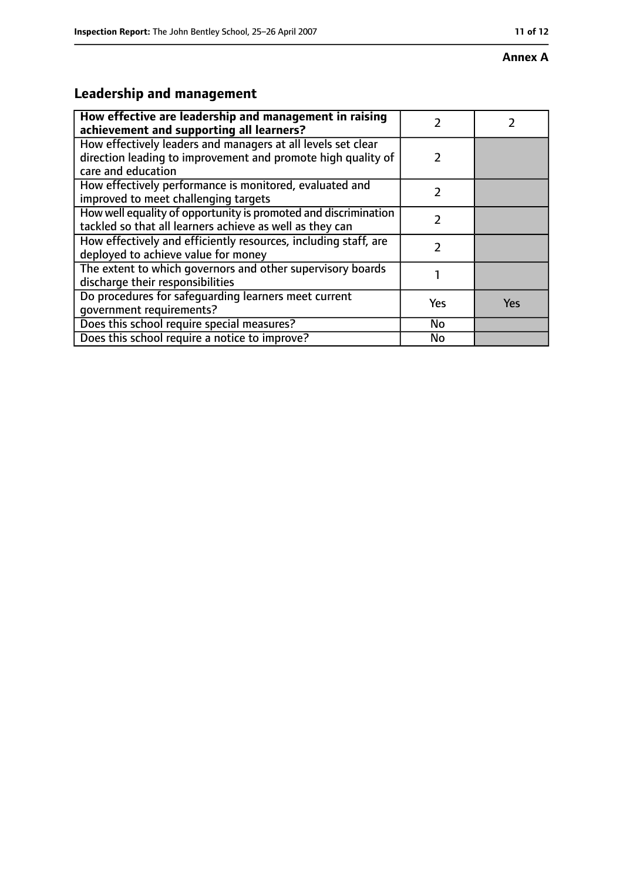**Annex A**

## Leadership and management

| How effective are leadership and management in raising achievement and supporting all learners? | 2 | 2 |
|---|---|---|
| How effectively leaders and managers at all levels set clear direction leading to improvement and promote high quality of care and education | 2 | |
| How effectively performance is monitored, evaluated and improved to meet challenging targets | 2 | |
| How well equality of opportunity is promoted and discrimination tackled so that all learners achieve as well as they can | 2 | |
| How effectively and efficiently resources, including staff, are deployed to achieve value for money | 2 | |
| The extent to which governors and other supervisory boards discharge their responsibilities | 1 | |
| Do procedures for safeguarding learners meet current government requirements? | Yes | Yes |
| Does this school require special measures? | No | |
| Does this school require a notice to improve? | No | |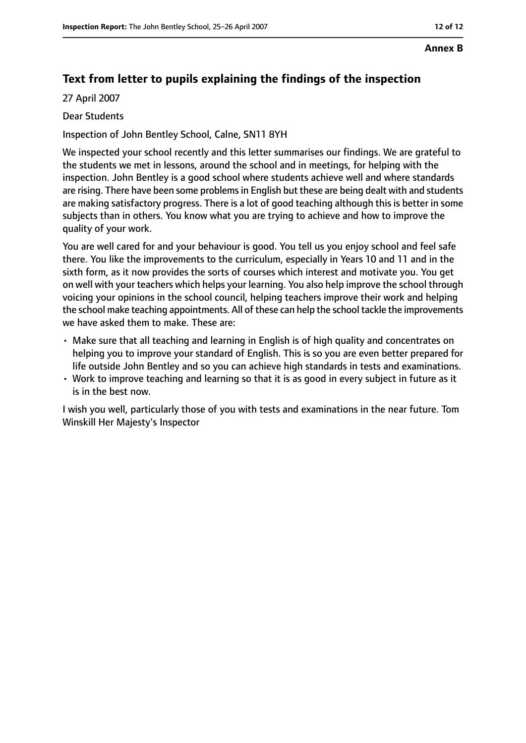**Annex B**

## Text from letter to pupils explaining the findings of the inspection

27 April 2007

Dear Students

Inspection of John Bentley School, Calne, SN11 8YH

We inspected your school recently and this letter summarises our findings. We are grateful to the students we met in lessons, around the school and in meetings, for helping with the inspection. John Bentley is a good school where students achieve well and where standards are rising. There have been some problems in English but these are being dealt with and students are making satisfactory progress. There is a lot of good teaching although this is better in some subjects than in others. You know what you are trying to achieve and how to improve the quality of your work.

You are well cared for and your behaviour is good. You tell us you enjoy school and feel safe there. You like the improvements to the curriculum, especially in Years 10 and 11 and in the sixth form, as it now provides the sorts of courses which interest and motivate you. You get on well with your teachers which helps your learning. You also help improve the school through voicing your opinions in the school council, helping teachers improve their work and helping the school make teaching appointments. All of these can help the school tackle the improvements we have asked them to make. These are:

- Make sure that all teaching and learning in English is of high quality and concentrates on helping you to improve your standard of English. This is so you are even better prepared for life outside John Bentley and so you can achieve high standards in tests and examinations.
- Work to improve teaching and learning so that it is as good in every subject in future as it is in the best now.

I wish you well, particularly those of you with tests and examinations in the near future. Tom Winskill Her Majesty's Inspector